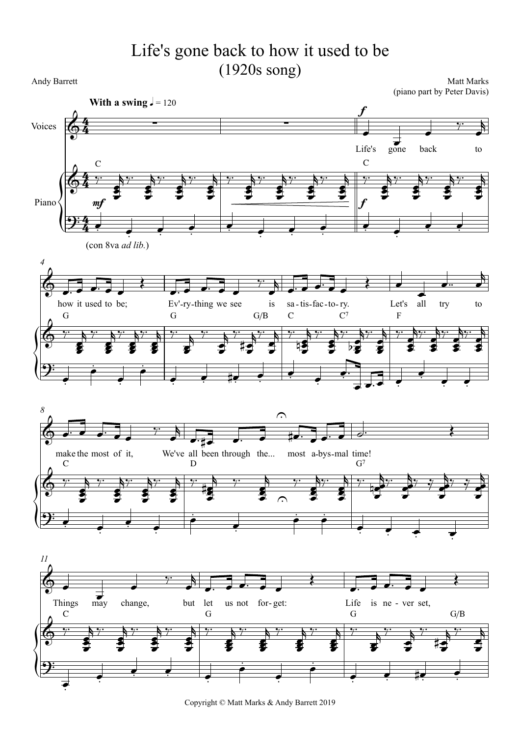# Life's gone back to how it used to be
## (1920s song)

Andy Barrett

Matt Marks
(piano part by Peter Davis)

**With a swing** ♩ = 120

Copyright © Matt Marks & Andy Barrett 2019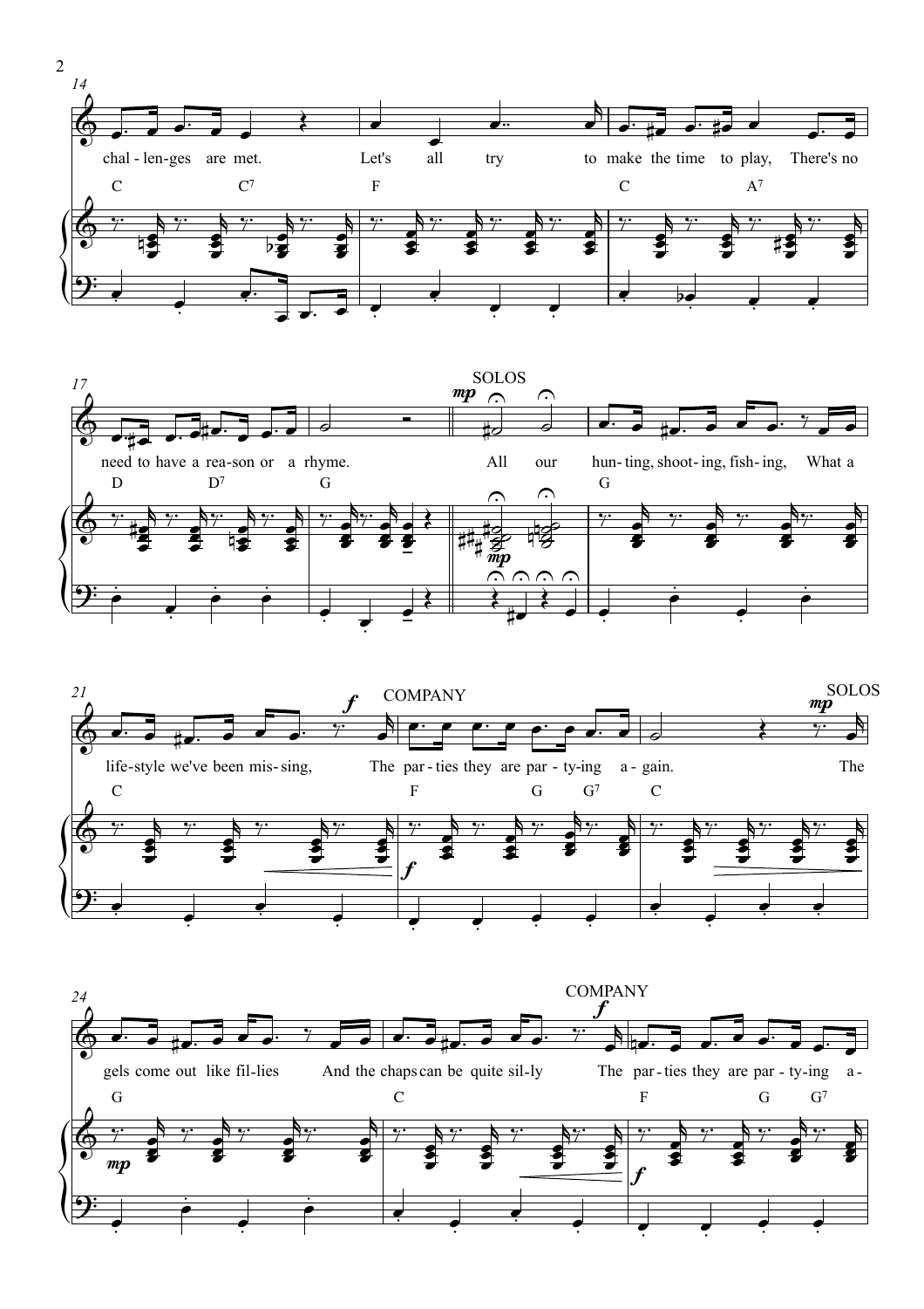chal-len-ges are met. Let's all try to make the time to play, There's no need to have a rea-son or a rhyme.

SOLOS

All our hun-ting, shoot-ing, fish-ing, What a life-style we've been mis-sing,

COMPANY

The par-ties they are par-ty-ing a-gain.

SOLOS

The gels come out like fil-lies And the chaps can be quite sil-ly

COMPANY

The par-ties they are par-ty-ing a-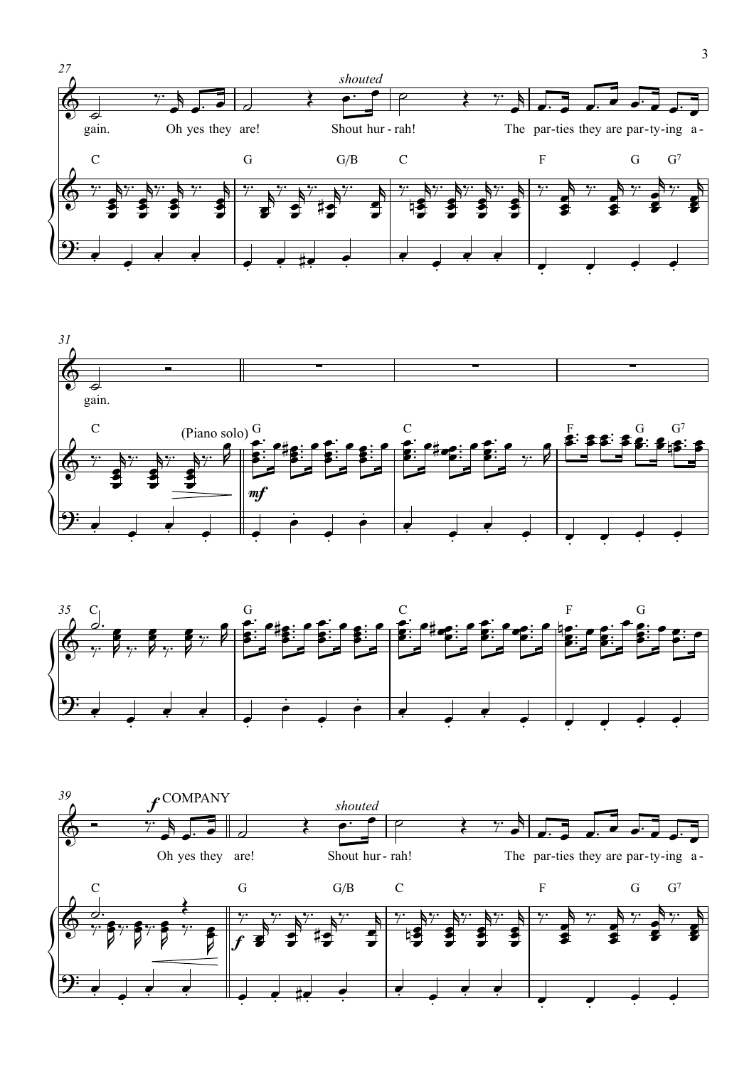*shouted*

gain. Oh yes they are! Shout hur - rah! The par-ties they are par-ty-ing a-

C G G/B C F G G7

gain.

C (Piano solo) G C F G G7

*mf*

C G C F G

*f* COMPANY

*shouted*

Oh yes they are! Shout hur - rah! The par-ties they are par-ty-ing a-

C G G/B C F G G7

*f*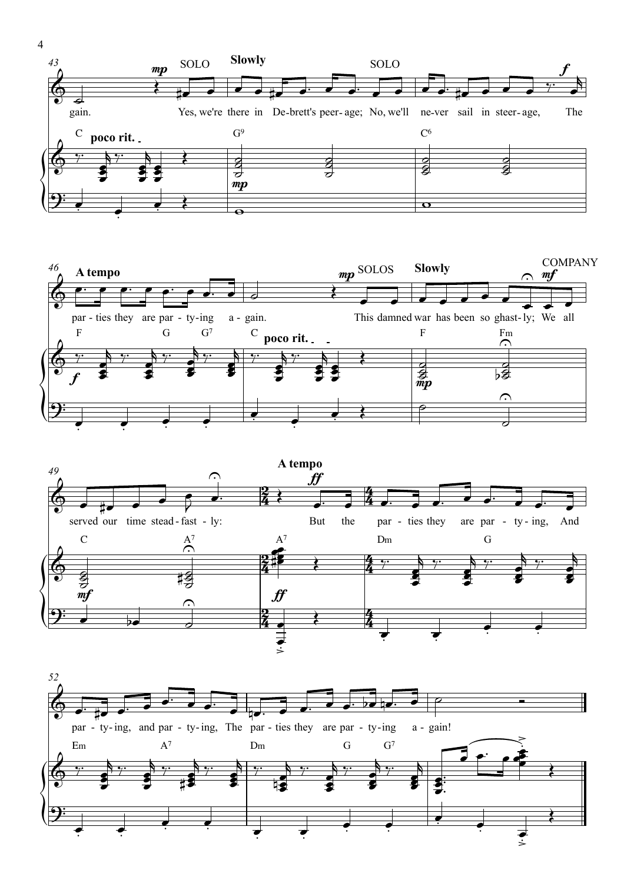43

SOLO — *mp* — **Slowly** — SOLO — *f*

gain. Yes, we're there in De-brett's peer-age; No, we'll ne-ver sail in steer-age, The

C *poco rit.* — G9 *mp* — C6

46

**A tempo** — *mp* SOLOS — **Slowly** — COMPANY *mf*

par-ties they are par-ty-ing a-gain. This damned war has been so ghast-ly; We all

F *f* — G — G7 — C *poco rit.* — F *mp* — Fm

49

**A tempo** *ff*

served our time stead-fast-ly: But the par-ties they are par-ty-ing, And

C *mf* — A7 — A7 *ff* — Dm — G

52

par-ty-ing, and par-ty-ing, The par-ties they are par-ty-ing a-gain!

Em — A7 — Dm — G — G7